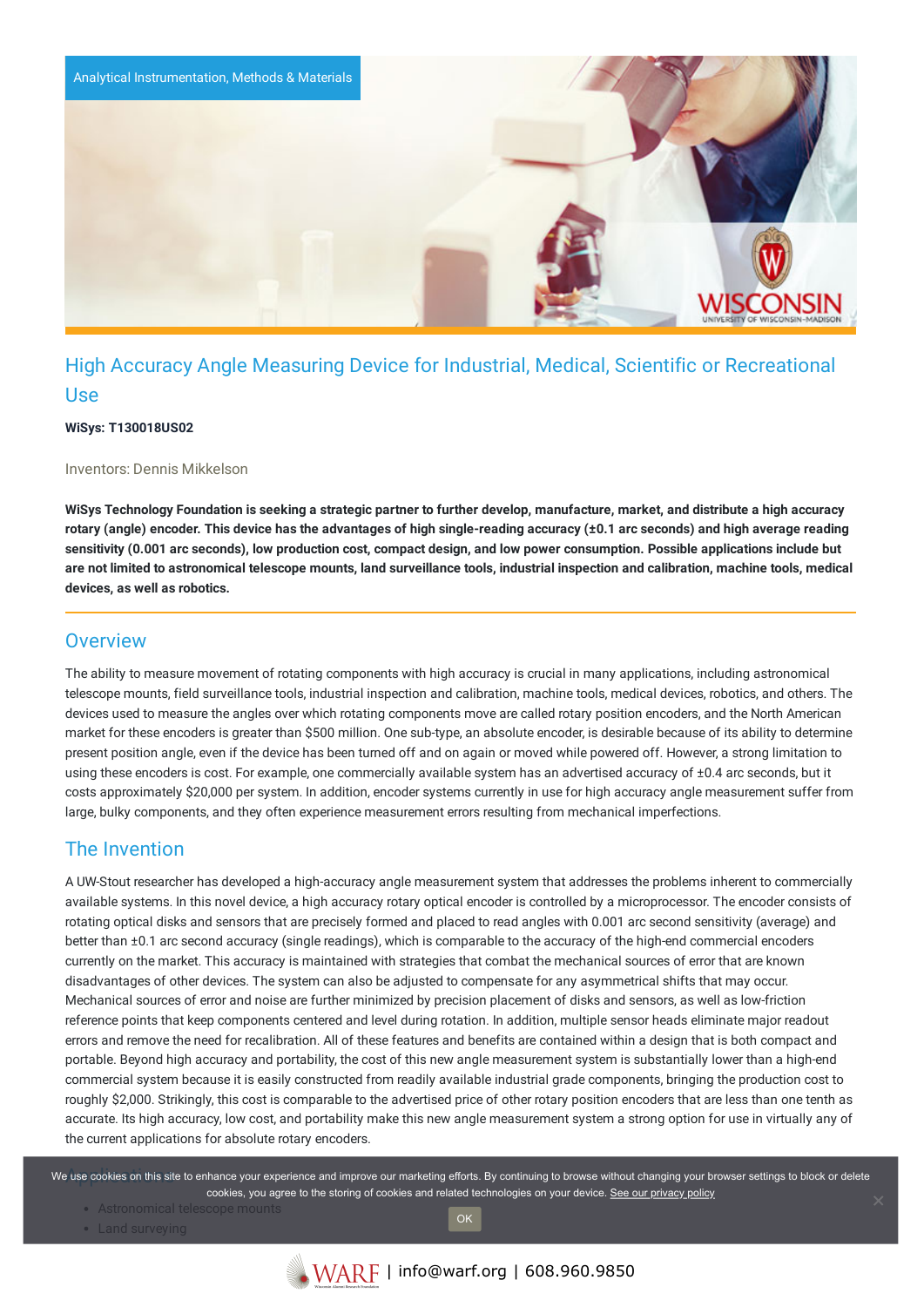Analytical Instrumentation, Methods & Materials

# High Accuracy Angle Measuring Device for Industrial, Medical, Scientific or Recreational Use

**WiSys: T130018US02**

Inventors: Dennis Mikkelson

**WiSys Technology Foundation is seeking a strategic partner to further develop, manufacture, market, and distribute a high accuracy rotary (angle) encoder. This device has the advantages of high single-reading accuracy (±0.1 arc seconds) and high average reading sensitivity (0.001 arc seconds), low production cost, compact design, and low power consumption. Possible applications include but are not limited to astronomical telescope mounts, land surveillance tools, industrial inspection and calibration, machine tools, medical devices, as well as robotics.**

## Overview

The ability to measure movement of rotating components with high accuracy is crucial in many applications, including astronomical telescope mounts, field surveillance tools, industrial inspection and calibration, machine tools, medical devices, robotics, and others. The devices used to measure the angles over which rotating components move are called rotary position encoders, and the North American market for these encoders is greater than $500 million. One sub-type, an absolute encoder, is desirable because of its ability to determine present position angle, even if the device has been turned off and on again or moved while powered off. However, a strong limitation to using these encoders is cost. For example, one commercially available system has an advertised accuracy of ±0.4 arc seconds, but it costs approximately $20,000 per system. In addition, encoder systems currently in use for high accuracy angle measurement suffer from large, bulky components, and they often experience measurement errors resulting from mechanical imperfections.

## The Invention

A UW-Stout researcher has developed a high-accuracy angle measurement system that addresses the problems inherent to commercially available systems. In this novel device, a high accuracy rotary optical encoder is controlled by a microprocessor. The encoder consists of rotating optical disks and sensors that are precisely formed and placed to read angles with 0.001 arc second sensitivity (average) and better than ±0.1 arc second accuracy (single readings), which is comparable to the accuracy of the high-end commercial encoders currently on the market. This accuracy is maintained with strategies that combat the mechanical sources of error that are known disadvantages of other devices. The system can also be adjusted to compensate for any asymmetrical shifts that may occur. Mechanical sources of error and noise are further minimized by precision placement of disks and sensors, as well as low-friction reference points that keep components centered and level during rotation. In addition, multiple sensor heads eliminate major readout errors and remove the need for recalibration. All of these features and benefits are contained within a design that is both compact and portable. Beyond high accuracy and portability, the cost of this new angle measurement system is substantially lower than a high-end commercial system because it is easily constructed from readily available industrial grade components, bringing the production cost to roughly $2,000. Strikingly, this cost is comparable to the advertised price of other rotary position encoders that are less than one tenth as accurate. Its high accuracy, low cost, and portability make this new angle measurement system a strong option for use in virtually any of the current applications for absolute rotary encoders.

## Applications

- Astronomical telescope mounts
- Land surveying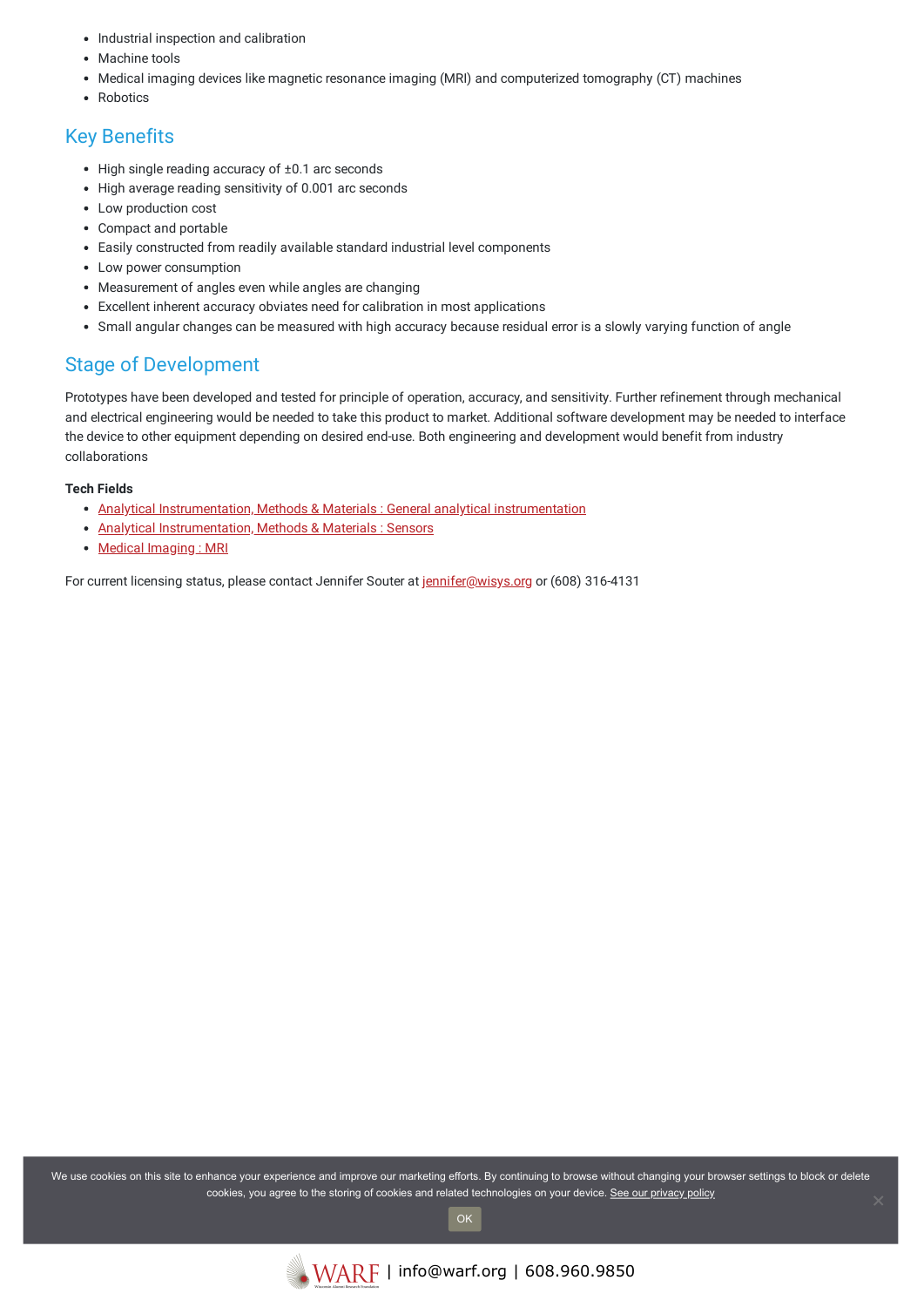- Industrial inspection and calibration
- Machine tools
- Medical imaging devices like magnetic resonance imaging (MRI) and computerized tomography (CT) machines
- Robotics

## Key Benefits

- High single reading accuracy of ±0.1 arc seconds
- High average reading sensitivity of 0.001 arc seconds
- Low production cost
- Compact and portable
- Easily constructed from readily available standard industrial level components
- Low power consumption
- Measurement of angles even while angles are changing
- Excellent inherent accuracy obviates need for calibration in most applications
- Small angular changes can be measured with high accuracy because residual error is a slowly varying function of angle

## Stage of Development

Prototypes have been developed and tested for principle of operation, accuracy, and sensitivity. Further refinement through mechanical and electrical engineering would be needed to take this product to market. Additional software development may be needed to interface the device to other equipment depending on desired end-use. Both engineering and development would benefit from industry collaborations

**Tech Fields**

- Analytical Instrumentation, Methods & Materials : General analytical instrumentation
- Analytical Instrumentation, Methods & Materials : Sensors
- Medical Imaging : MRI

For current licensing status, please contact Jennifer Souter at jennifer@wisys.org or (608) 316-4131